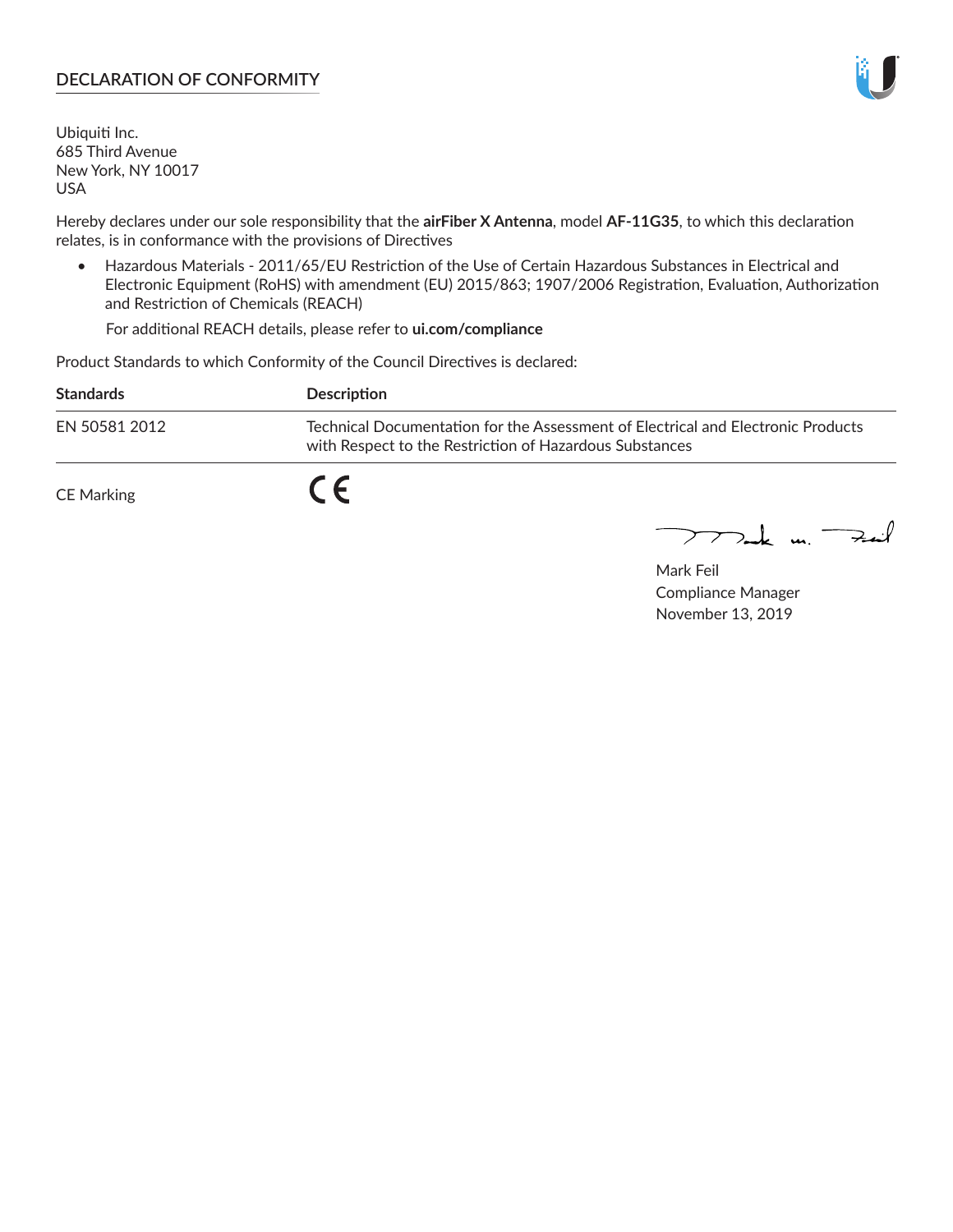## DECLARATION OF CONFORMITY

Ubiquiti Inc.
685 Third Avenue
New York, NY 10017
USA

Hereby declares under our sole responsibility that the **airFiber X Antenna**, model **AF-11G35**, to which this declaration relates, is in conformance with the provisions of Directives

- Hazardous Materials - 2011/65/EU Restriction of the Use of Certain Hazardous Substances in Electrical and Electronic Equipment (RoHS) with amendment (EU) 2015/863; 1907/2006 Registration, Evaluation, Authorization and Restriction of Chemicals (REACH)

  For additional REACH details, please refer to **ui.com/compliance**

Product Standards to which Conformity of the Council Directives is declared:

| Standards | Description |
| --- | --- |
| EN 50581 2012 | Technical Documentation for the Assessment of Electrical and Electronic Products with Respect to the Restriction of Hazardous Substances |

CE Marking — CE

Mark Feil
Compliance Manager
November 13, 2019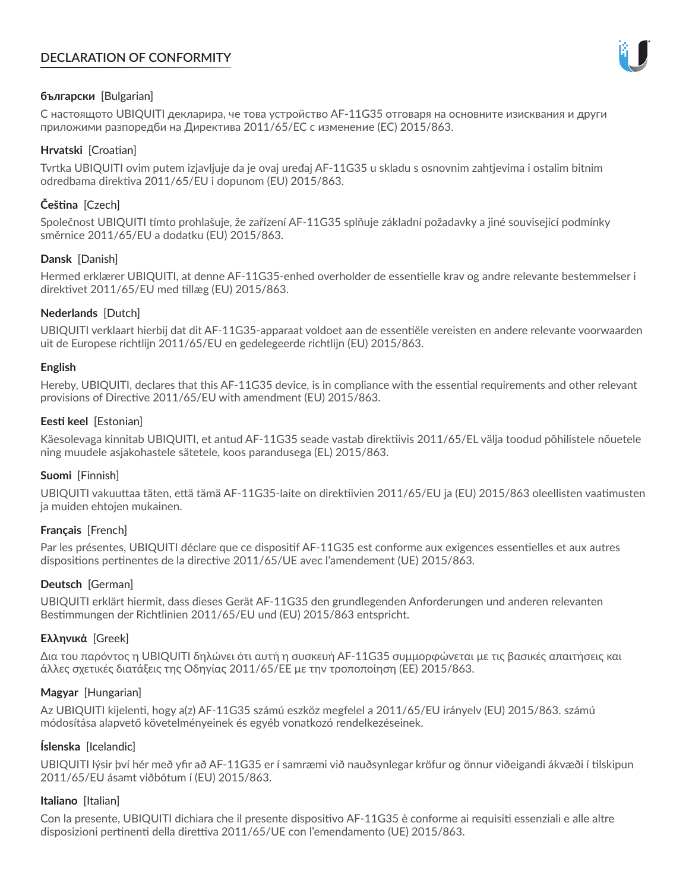# DECLARATION OF CONFORMITY

**български** [Bulgarian]

С настоящото UBIQUITI декларира, че това устройство AF-11G35 отговаря на основните изисквания и други приложими разпоредби на Директива 2011/65/ЕС с изменение (ЕС) 2015/863.

**Hrvatski** [Croatian]

Tvrtka UBIQUITI ovim putem izjavljuje da je ovaj uređaj AF-11G35 u skladu s osnovnim zahtjevima i ostalim bitnim odredbama direktiva 2011/65/EU i dopunom (EU) 2015/863.

**Čeština** [Czech]

Společnost UBIQUITI tímto prohlašuje, že zařízení AF-11G35 splňuje základní požadavky a jiné související podmínky směrnice 2011/65/EU a dodatku (EU) 2015/863.

**Dansk** [Danish]

Hermed erklærer UBIQUITI, at denne AF-11G35-enhed overholder de essentielle krav og andre relevante bestemmelser i direktivet 2011/65/EU med tillæg (EU) 2015/863.

**Nederlands** [Dutch]

UBIQUITI verklaart hierbij dat dit AF-11G35-apparaat voldoet aan de essentiële vereisten en andere relevante voorwaarden uit de Europese richtlijn 2011/65/EU en gedelegeerde richtlijn (EU) 2015/863.

**English**

Hereby, UBIQUITI, declares that this AF-11G35 device, is in compliance with the essential requirements and other relevant provisions of Directive 2011/65/EU with amendment (EU) 2015/863.

**Eesti keel** [Estonian]

Käesolevaga kinnitab UBIQUITI, et antud AF-11G35 seade vastab direktiivis 2011/65/EL välja toodud põhilistele nõuetele ning muudele asjakohastele sätetele, koos parandusega (EL) 2015/863.

**Suomi** [Finnish]

UBIQUITI vakuuttaa täten, että tämä AF-11G35-laite on direktiivien 2011/65/EU ja (EU) 2015/863 oleellisten vaatimusten ja muiden ehtojen mukainen.

**Français** [French]

Par les présentes, UBIQUITI déclare que ce dispositif AF-11G35 est conforme aux exigences essentielles et aux autres dispositions pertinentes de la directive 2011/65/UE avec l'amendement (UE) 2015/863.

**Deutsch** [German]

UBIQUITI erklärt hiermit, dass dieses Gerät AF-11G35 den grundlegenden Anforderungen und anderen relevanten Bestimmungen der Richtlinien 2011/65/EU und (EU) 2015/863 entspricht.

**Ελληνικά** [Greek]

Δια του παρόντος η UBIQUITI δηλώνει ότι αυτή η συσκευή AF-11G35 συμμορφώνεται με τις βασικές απαιτήσεις και άλλες σχετικές διατάξεις της Οδηγίας 2011/65/ΕΕ με την τροποποίηση (ΕΕ) 2015/863.

**Magyar** [Hungarian]

Az UBIQUITI kijelenti, hogy a(z) AF-11G35 számú eszköz megfelel a 2011/65/EU irányelv (EU) 2015/863. számú módosítása alapvető követelményeinek és egyéb vonatkozó rendelkezéseinek.

**Íslenska** [Icelandic]

UBIQUITI lýsir því hér með yfir að AF-11G35 er í samræmi við nauðsynlegar kröfur og önnur viðeigandi ákvæði í tilskipun 2011/65/EU ásamt viðbótum í (EU) 2015/863.

**Italiano** [Italian]

Con la presente, UBIQUITI dichiara che il presente dispositivo AF-11G35 è conforme ai requisiti essenziali e alle altre disposizioni pertinenti della direttiva 2011/65/UE con l'emendamento (UE) 2015/863.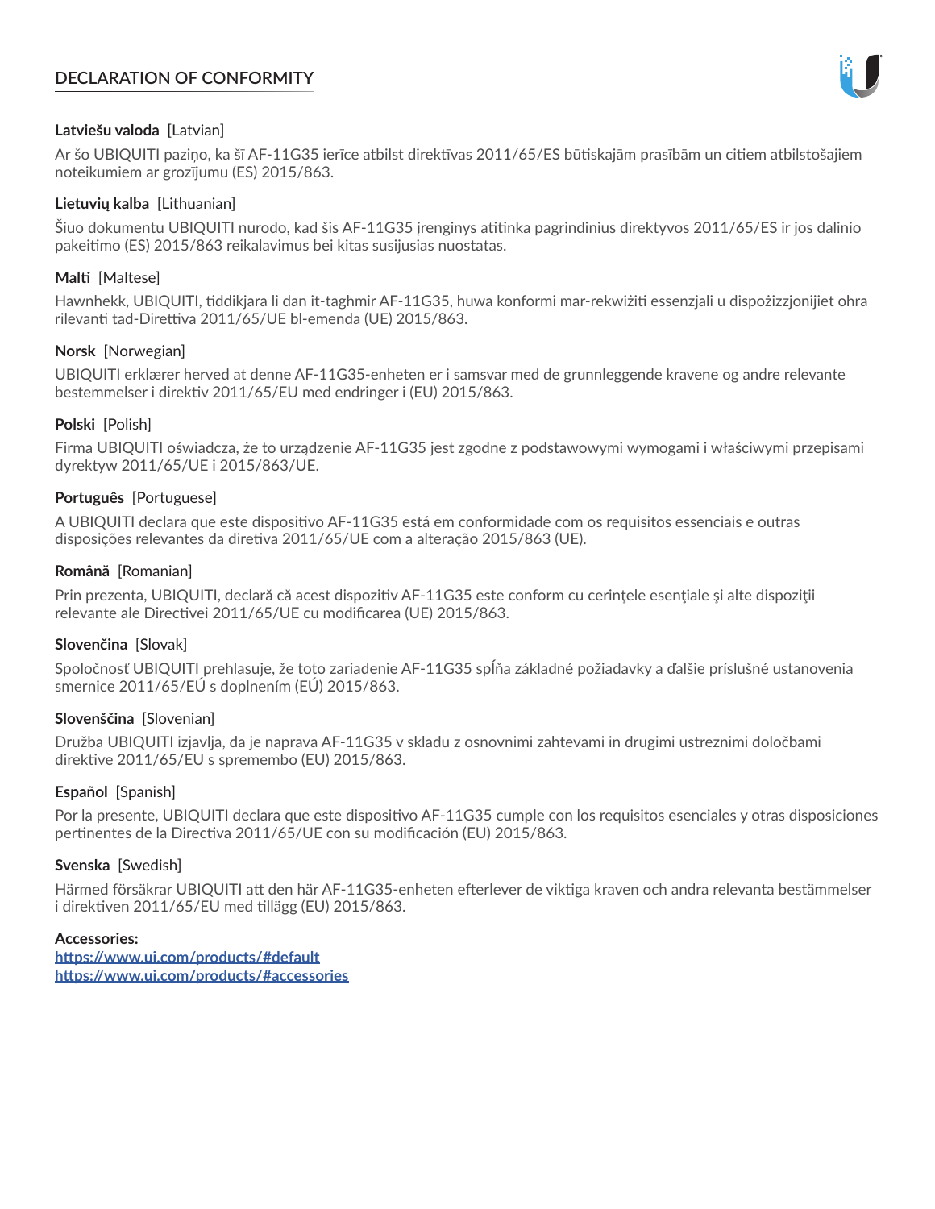# DECLARATION OF CONFORMITY

**Latviešu valoda** [Latvian]

Ar šo UBIQUITI paziņo, ka šī AF-11G35 ierīce atbilst direktīvas 2011/65/ES būtiskajām prasībām un citiem atbilstošajiem noteikumiem ar grozījumu (ES) 2015/863.

**Lietuvių kalba** [Lithuanian]

Šiuo dokumentu UBIQUITI nurodo, kad šis AF-11G35 įrenginys atitinka pagrindinius direktyvos 2011/65/ES ir jos dalinio pakeitimo (ES) 2015/863 reikalavimus bei kitas susijusias nuostatas.

**Malti** [Maltese]

Hawnhekk, UBIQUITI, tiddikjara li dan it-tagħmir AF-11G35, huwa konformi mar-rekwiżiti essenzjali u dispożizzjonijiet oħra rilevanti tad-Direttiva 2011/65/UE bl-emenda (UE) 2015/863.

**Norsk** [Norwegian]

UBIQUITI erklærer herved at denne AF-11G35-enheten er i samsvar med de grunnleggende kravene og andre relevante bestemmelser i direktiv 2011/65/EU med endringer i (EU) 2015/863.

**Polski** [Polish]

Firma UBIQUITI oświadcza, że to urządzenie AF-11G35 jest zgodne z podstawowymi wymogami i właściwymi przepisami dyrektyw 2011/65/UE i 2015/863/UE.

**Português** [Portuguese]

A UBIQUITI declara que este dispositivo AF-11G35 está em conformidade com os requisitos essenciais e outras disposições relevantes da diretiva 2011/65/UE com a alteração 2015/863 (UE).

**Română** [Romanian]

Prin prezenta, UBIQUITI, declară că acest dispozitiv AF-11G35 este conform cu cerinţele esenţiale şi alte dispoziţii relevante ale Directivei 2011/65/UE cu modificarea (UE) 2015/863.

**Slovenčina** [Slovak]

Spoločnosť UBIQUITI prehlasuje, že toto zariadenie AF-11G35 spĺňa základné požiadavky a ďalšie príslušné ustanovenia smernice 2011/65/EÚ s doplnením (EÚ) 2015/863.

**Slovenščina** [Slovenian]

Družba UBIQUITI izjavlja, da je naprava AF-11G35 v skladu z osnovnimi zahtevami in drugimi ustreznimi določbami direktive 2011/65/EU s spremembo (EU) 2015/863.

**Español** [Spanish]

Por la presente, UBIQUITI declara que este dispositivo AF-11G35 cumple con los requisitos esenciales y otras disposiciones pertinentes de la Directiva 2011/65/UE con su modificación (EU) 2015/863.

**Svenska** [Swedish]

Härmed försäkrar UBIQUITI att den här AF-11G35-enheten efterlever de viktiga kraven och andra relevanta bestämmelser i direktiven 2011/65/EU med tillägg (EU) 2015/863.

**Accessories:**
**https://www.ui.com/products/#default**
**https://www.ui.com/products/#accessories**